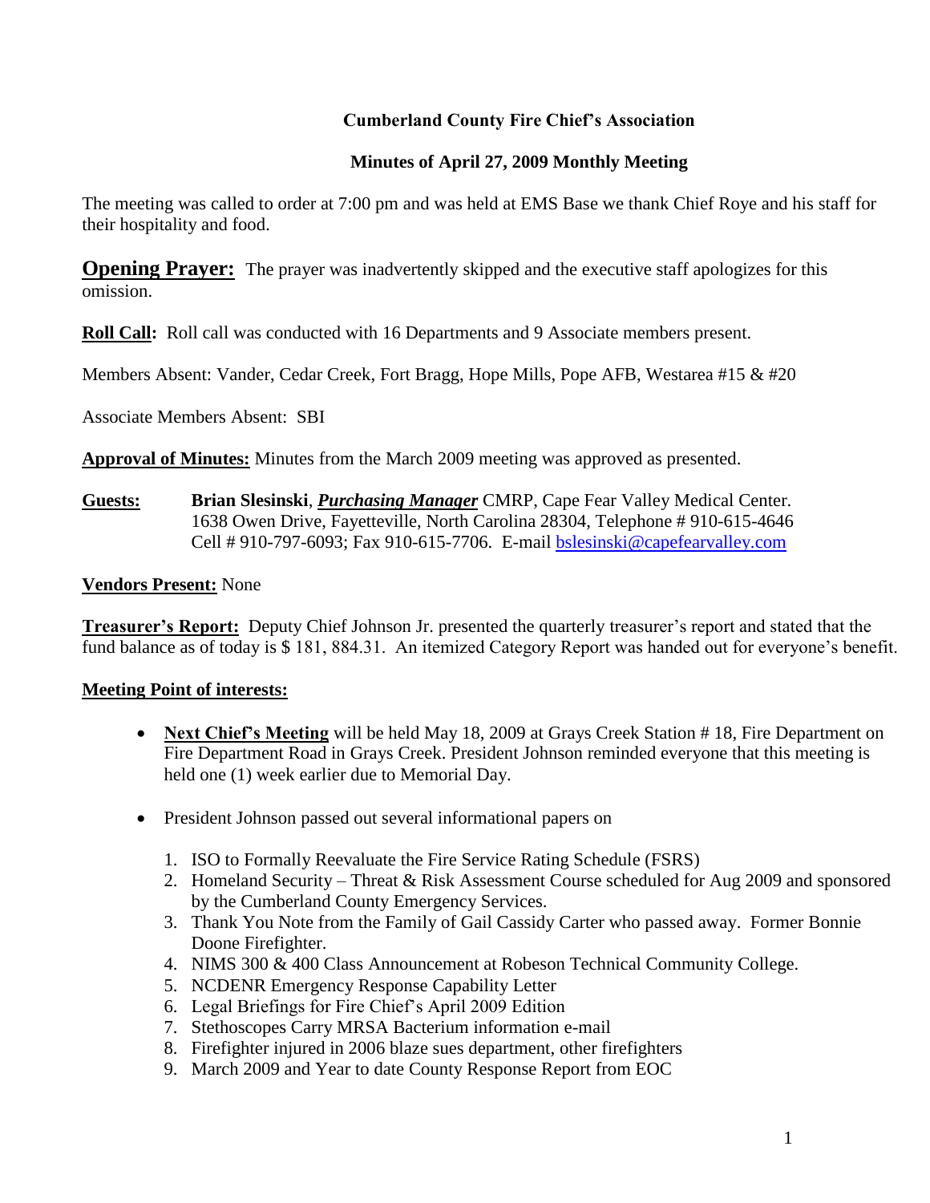**Cumberland County Fire Chief's Association**

**Minutes of April 27, 2009 Monthly Meeting**

The meeting was called to order at 7:00 pm and was held at EMS Base we thank Chief Roye and his staff for their hospitality and food.

**Opening Prayer:** The prayer was inadvertently skipped and the executive staff apologizes for this omission.

**Roll Call:** Roll call was conducted with 16 Departments and 9 Associate members present.

Members Absent: Vander, Cedar Creek, Fort Bragg, Hope Mills, Pope AFB, Westarea #15 & #20

Associate Members Absent: SBI

**Approval of Minutes:** Minutes from the March 2009 meeting was approved as presented.

**Guests:** **Brian Slesinski**, ***Purchasing Manager*** CMRP, Cape Fear Valley Medical Center. 1638 Owen Drive, Fayetteville, North Carolina 28304, Telephone # 910-615-4646 Cell # 910-797-6093; Fax 910-615-7706. E-mail bslesinski@capefearvalley.com

**Vendors Present:** None

**Treasurer's Report:** Deputy Chief Johnson Jr. presented the quarterly treasurer's report and stated that the fund balance as of today is $ 181, 884.31. An itemized Category Report was handed out for everyone's benefit.

**Meeting Point of interests:**

- **Next Chief's Meeting** will be held May 18, 2009 at Grays Creek Station # 18, Fire Department on Fire Department Road in Grays Creek. President Johnson reminded everyone that this meeting is held one (1) week earlier due to Memorial Day.

- President Johnson passed out several informational papers on

  1. ISO to Formally Reevaluate the Fire Service Rating Schedule (FSRS)
  2. Homeland Security – Threat & Risk Assessment Course scheduled for Aug 2009 and sponsored by the Cumberland County Emergency Services.
  3. Thank You Note from the Family of Gail Cassidy Carter who passed away. Former Bonnie Doone Firefighter.
  4. NIMS 300 & 400 Class Announcement at Robeson Technical Community College.
  5. NCDENR Emergency Response Capability Letter
  6. Legal Briefings for Fire Chief's April 2009 Edition
  7. Stethoscopes Carry MRSA Bacterium information e-mail
  8. Firefighter injured in 2006 blaze sues department, other firefighters
  9. March 2009 and Year to date County Response Report from EOC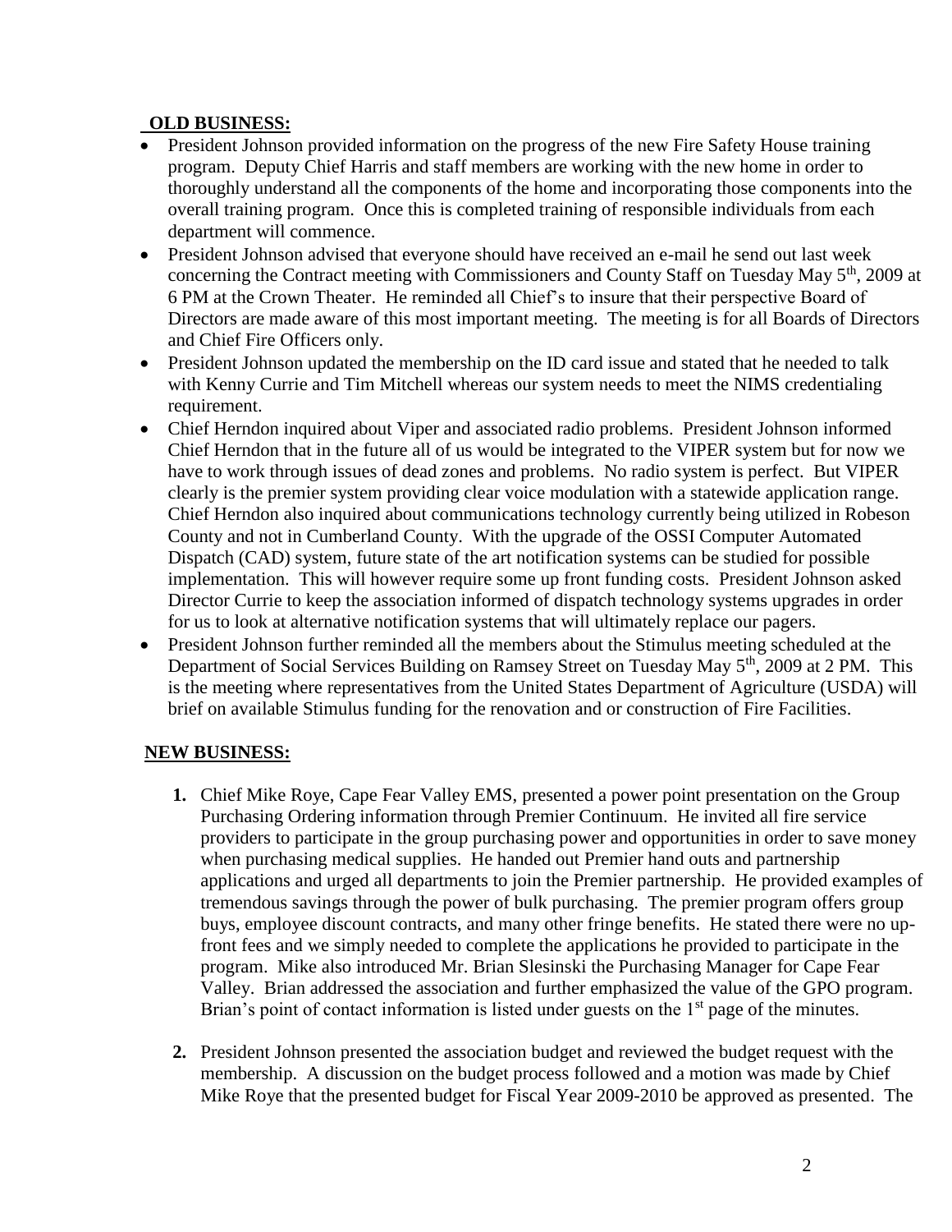**OLD BUSINESS:**

- President Johnson provided information on the progress of the new Fire Safety House training program. Deputy Chief Harris and staff members are working with the new home in order to thoroughly understand all the components of the home and incorporating those components into the overall training program. Once this is completed training of responsible individuals from each department will commence.
- President Johnson advised that everyone should have received an e-mail he send out last week concerning the Contract meeting with Commissioners and County Staff on Tuesday May 5th, 2009 at 6 PM at the Crown Theater. He reminded all Chief's to insure that their perspective Board of Directors are made aware of this most important meeting. The meeting is for all Boards of Directors and Chief Fire Officers only.
- President Johnson updated the membership on the ID card issue and stated that he needed to talk with Kenny Currie and Tim Mitchell whereas our system needs to meet the NIMS credentialing requirement.
- Chief Herndon inquired about Viper and associated radio problems. President Johnson informed Chief Herndon that in the future all of us would be integrated to the VIPER system but for now we have to work through issues of dead zones and problems. No radio system is perfect. But VIPER clearly is the premier system providing clear voice modulation with a statewide application range. Chief Herndon also inquired about communications technology currently being utilized in Robeson County and not in Cumberland County. With the upgrade of the OSSI Computer Automated Dispatch (CAD) system, future state of the art notification systems can be studied for possible implementation. This will however require some up front funding costs. President Johnson asked Director Currie to keep the association informed of dispatch technology systems upgrades in order for us to look at alternative notification systems that will ultimately replace our pagers.
- President Johnson further reminded all the members about the Stimulus meeting scheduled at the Department of Social Services Building on Ramsey Street on Tuesday May 5th, 2009 at 2 PM. This is the meeting where representatives from the United States Department of Agriculture (USDA) will brief on available Stimulus funding for the renovation and or construction of Fire Facilities.

**NEW BUSINESS:**

1. Chief Mike Roye, Cape Fear Valley EMS, presented a power point presentation on the Group Purchasing Ordering information through Premier Continuum. He invited all fire service providers to participate in the group purchasing power and opportunities in order to save money when purchasing medical supplies. He handed out Premier hand outs and partnership applications and urged all departments to join the Premier partnership. He provided examples of tremendous savings through the power of bulk purchasing. The premier program offers group buys, employee discount contracts, and many other fringe benefits. He stated there were no up-front fees and we simply needed to complete the applications he provided to participate in the program. Mike also introduced Mr. Brian Slesinski the Purchasing Manager for Cape Fear Valley. Brian addressed the association and further emphasized the value of the GPO program. Brian's point of contact information is listed under guests on the 1st page of the minutes.

2. President Johnson presented the association budget and reviewed the budget request with the membership. A discussion on the budget process followed and a motion was made by Chief Mike Roye that the presented budget for Fiscal Year 2009-2010 be approved as presented. The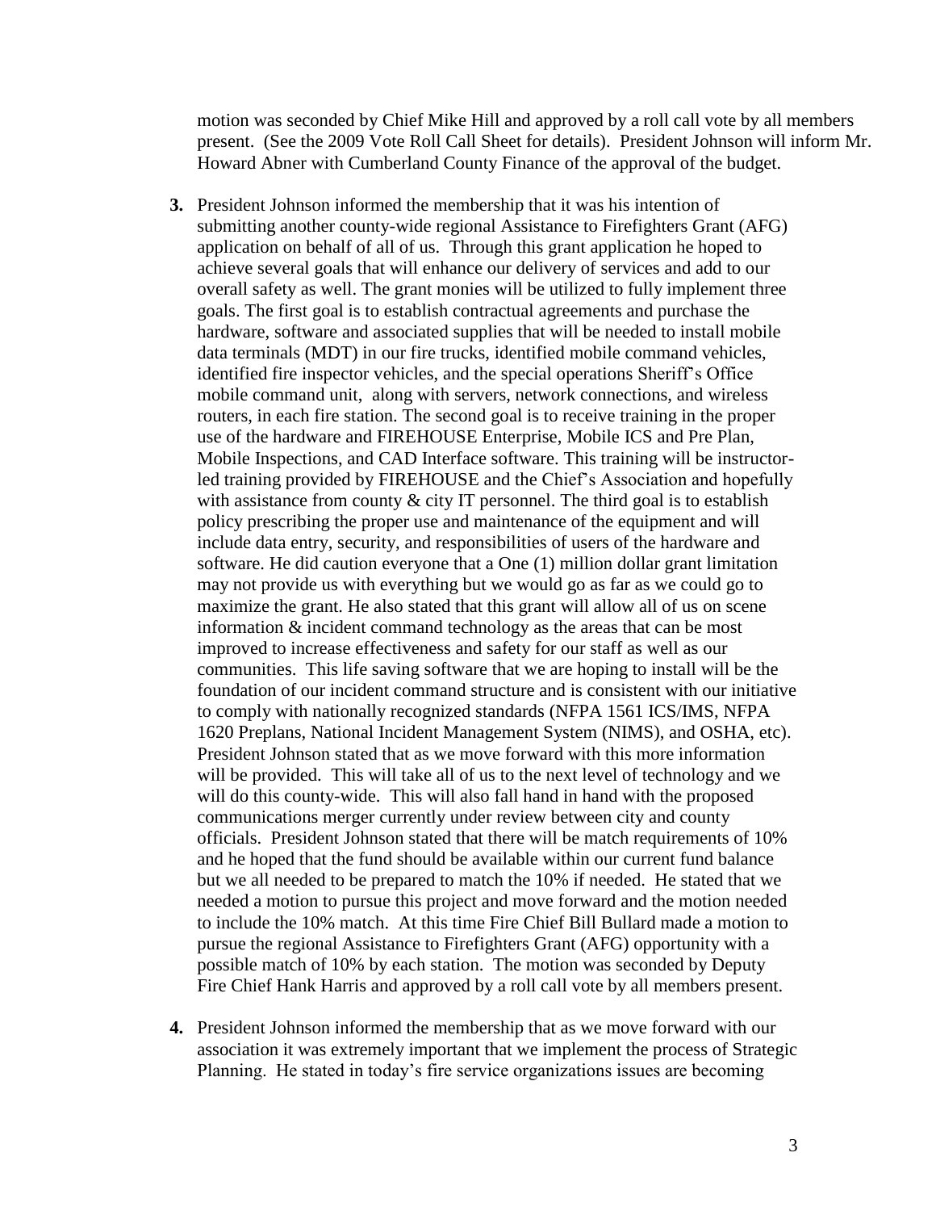motion was seconded by Chief Mike Hill and approved by a roll call vote by all members present. (See the 2009 Vote Roll Call Sheet for details). President Johnson will inform Mr. Howard Abner with Cumberland County Finance of the approval of the budget.

3. President Johnson informed the membership that it was his intention of submitting another county-wide regional Assistance to Firefighters Grant (AFG) application on behalf of all of us. Through this grant application he hoped to achieve several goals that will enhance our delivery of services and add to our overall safety as well. The grant monies will be utilized to fully implement three goals. The first goal is to establish contractual agreements and purchase the hardware, software and associated supplies that will be needed to install mobile data terminals (MDT) in our fire trucks, identified mobile command vehicles, identified fire inspector vehicles, and the special operations Sheriff's Office mobile command unit, along with servers, network connections, and wireless routers, in each fire station. The second goal is to receive training in the proper use of the hardware and FIREHOUSE Enterprise, Mobile ICS and Pre Plan, Mobile Inspections, and CAD Interface software. This training will be instructor-led training provided by FIREHOUSE and the Chief's Association and hopefully with assistance from county & city IT personnel. The third goal is to establish policy prescribing the proper use and maintenance of the equipment and will include data entry, security, and responsibilities of users of the hardware and software. He did caution everyone that a One (1) million dollar grant limitation may not provide us with everything but we would go as far as we could go to maximize the grant. He also stated that this grant will allow all of us on scene information & incident command technology as the areas that can be most improved to increase effectiveness and safety for our staff as well as our communities. This life saving software that we are hoping to install will be the foundation of our incident command structure and is consistent with our initiative to comply with nationally recognized standards (NFPA 1561 ICS/IMS, NFPA 1620 Preplans, National Incident Management System (NIMS), and OSHA, etc). President Johnson stated that as we move forward with this more information will be provided. This will take all of us to the next level of technology and we will do this county-wide. This will also fall hand in hand with the proposed communications merger currently under review between city and county officials. President Johnson stated that there will be match requirements of 10% and he hoped that the fund should be available within our current fund balance but we all needed to be prepared to match the 10% if needed. He stated that we needed a motion to pursue this project and move forward and the motion needed to include the 10% match. At this time Fire Chief Bill Bullard made a motion to pursue the regional Assistance to Firefighters Grant (AFG) opportunity with a possible match of 10% by each station. The motion was seconded by Deputy Fire Chief Hank Harris and approved by a roll call vote by all members present.

4. President Johnson informed the membership that as we move forward with our association it was extremely important that we implement the process of Strategic Planning. He stated in today's fire service organizations issues are becoming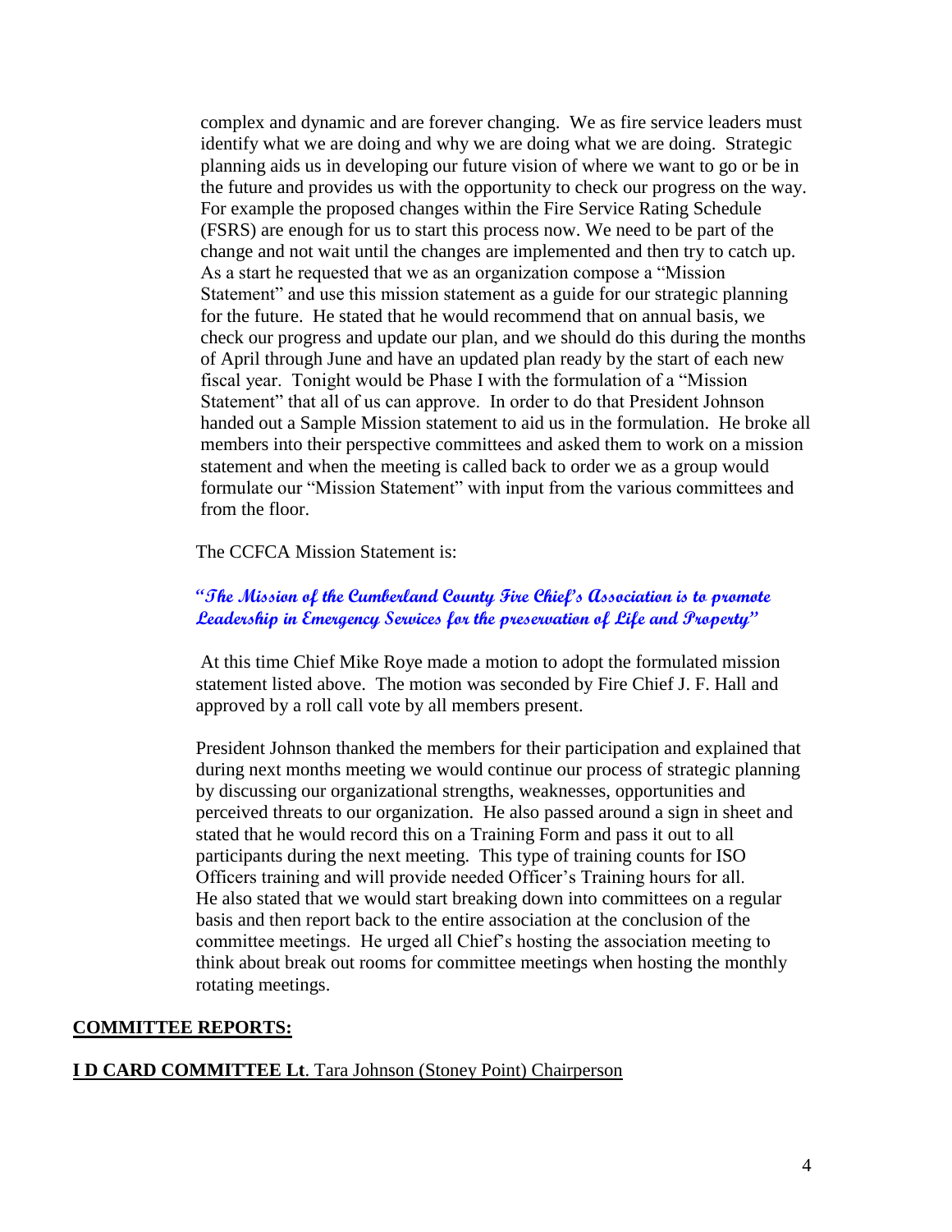complex and dynamic and are forever changing. We as fire service leaders must identify what we are doing and why we are doing what we are doing. Strategic planning aids us in developing our future vision of where we want to go or be in the future and provides us with the opportunity to check our progress on the way. For example the proposed changes within the Fire Service Rating Schedule (FSRS) are enough for us to start this process now. We need to be part of the change and not wait until the changes are implemented and then try to catch up. As a start he requested that we as an organization compose a "Mission Statement" and use this mission statement as a guide for our strategic planning for the future. He stated that he would recommend that on annual basis, we check our progress and update our plan, and we should do this during the months of April through June and have an updated plan ready by the start of each new fiscal year. Tonight would be Phase I with the formulation of a "Mission Statement" that all of us can approve. In order to do that President Johnson handed out a Sample Mission statement to aid us in the formulation. He broke all members into their perspective committees and asked them to work on a mission statement and when the meeting is called back to order we as a group would formulate our "Mission Statement" with input from the various committees and from the floor.

The CCFCA Mission Statement is:

***"The Mission of the Cumberland County Fire Chief's Association is to promote Leadership in Emergency Services for the preservation of Life and Property"***

At this time Chief Mike Roye made a motion to adopt the formulated mission statement listed above. The motion was seconded by Fire Chief J. F. Hall and approved by a roll call vote by all members present.

President Johnson thanked the members for their participation and explained that during next months meeting we would continue our process of strategic planning by discussing our organizational strengths, weaknesses, opportunities and perceived threats to our organization. He also passed around a sign in sheet and stated that he would record this on a Training Form and pass it out to all participants during the next meeting. This type of training counts for ISO Officers training and will provide needed Officer's Training hours for all. He also stated that we would start breaking down into committees on a regular basis and then report back to the entire association at the conclusion of the committee meetings. He urged all Chief's hosting the association meeting to think about break out rooms for committee meetings when hosting the monthly rotating meetings.

## COMMITTEE REPORTS:

**I D CARD COMMITTEE Lt**. Tara Johnson (Stoney Point) Chairperson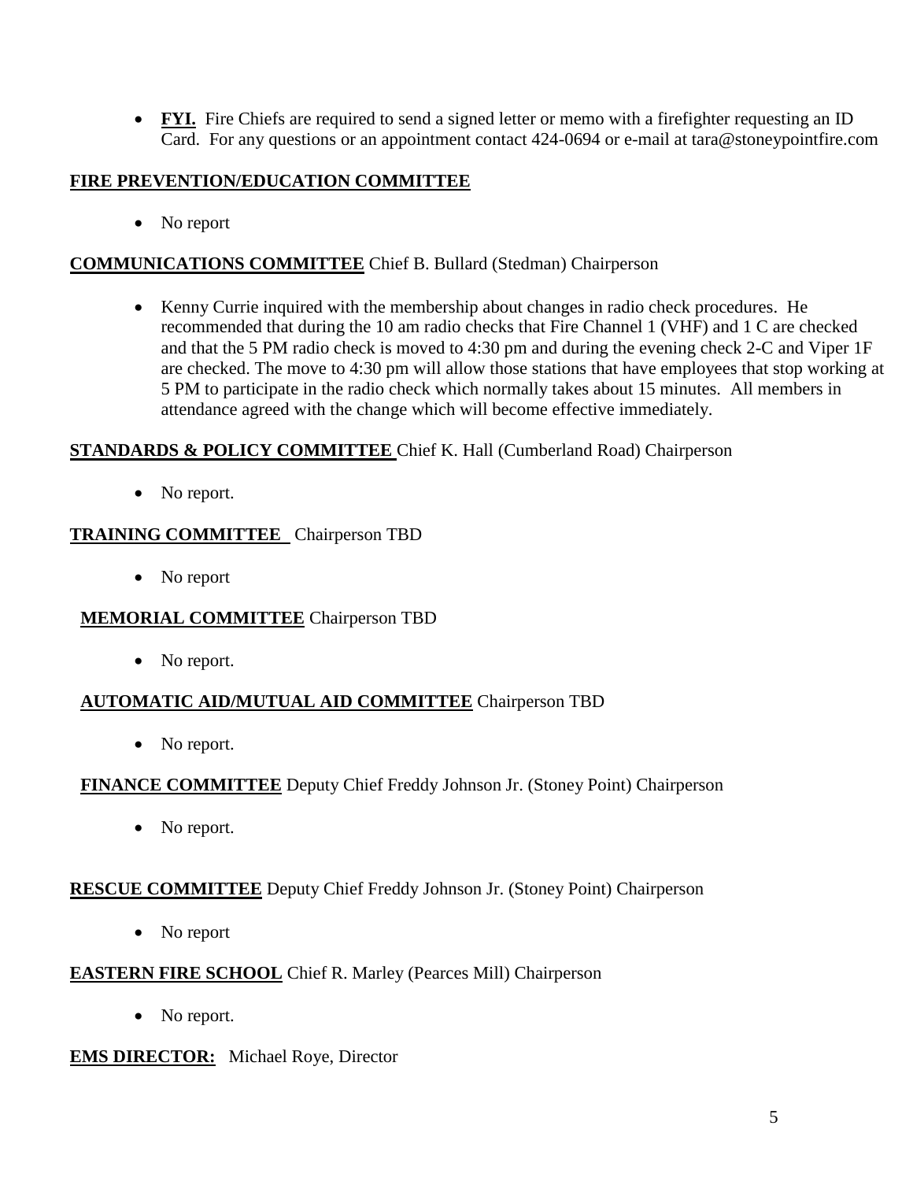- **FYI.** Fire Chiefs are required to send a signed letter or memo with a firefighter requesting an ID Card. For any questions or an appointment contact 424-0694 or e-mail at tara@stoneypointfire.com

**FIRE PREVENTION/EDUCATION COMMITTEE**

- No report

**COMMUNICATIONS COMMITTEE** Chief B. Bullard (Stedman) Chairperson

- Kenny Currie inquired with the membership about changes in radio check procedures. He recommended that during the 10 am radio checks that Fire Channel 1 (VHF) and 1 C are checked and that the 5 PM radio check is moved to 4:30 pm and during the evening check 2-C and Viper 1F are checked. The move to 4:30 pm will allow those stations that have employees that stop working at 5 PM to participate in the radio check which normally takes about 15 minutes. All members in attendance agreed with the change which will become effective immediately.

**STANDARDS & POLICY COMMITTEE** Chief K. Hall (Cumberland Road) Chairperson

- No report.

**TRAINING COMMITTEE** Chairperson TBD

- No report

**MEMORIAL COMMITTEE** Chairperson TBD

- No report.

**AUTOMATIC AID/MUTUAL AID COMMITTEE** Chairperson TBD

- No report.

**FINANCE COMMITTEE** Deputy Chief Freddy Johnson Jr. (Stoney Point) Chairperson

- No report.

**RESCUE COMMITTEE** Deputy Chief Freddy Johnson Jr. (Stoney Point) Chairperson

- No report

**EASTERN FIRE SCHOOL** Chief R. Marley (Pearces Mill) Chairperson

- No report.

**EMS DIRECTOR:** Michael Roye, Director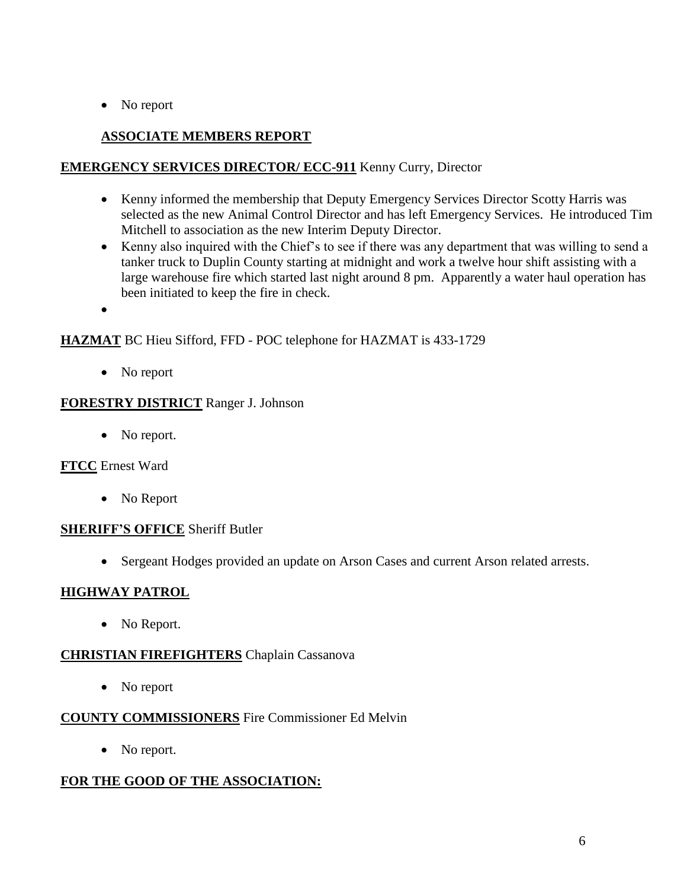- No report

## ASSOCIATE MEMBERS REPORT

**EMERGENCY SERVICES DIRECTOR/ ECC-911** Kenny Curry, Director

- Kenny informed the membership that Deputy Emergency Services Director Scotty Harris was selected as the new Animal Control Director and has left Emergency Services. He introduced Tim Mitchell to association as the new Interim Deputy Director.
- Kenny also inquired with the Chief's to see if there was any department that was willing to send a tanker truck to Duplin County starting at midnight and work a twelve hour shift assisting with a large warehouse fire which started last night around 8 pm. Apparently a water haul operation has been initiated to keep the fire in check.
- 

**HAZMAT** BC Hieu Sifford, FFD - POC telephone for HAZMAT is 433-1729

- No report

**FORESTRY DISTRICT** Ranger J. Johnson

- No report.

**FTCC** Ernest Ward

- No Report

**SHERIFF'S OFFICE** Sheriff Butler

- Sergeant Hodges provided an update on Arson Cases and current Arson related arrests.

**HIGHWAY PATROL**

- No Report.

**CHRISTIAN FIREFIGHTERS** Chaplain Cassanova

- No report

**COUNTY COMMISSIONERS** Fire Commissioner Ed Melvin

- No report.

**FOR THE GOOD OF THE ASSOCIATION:**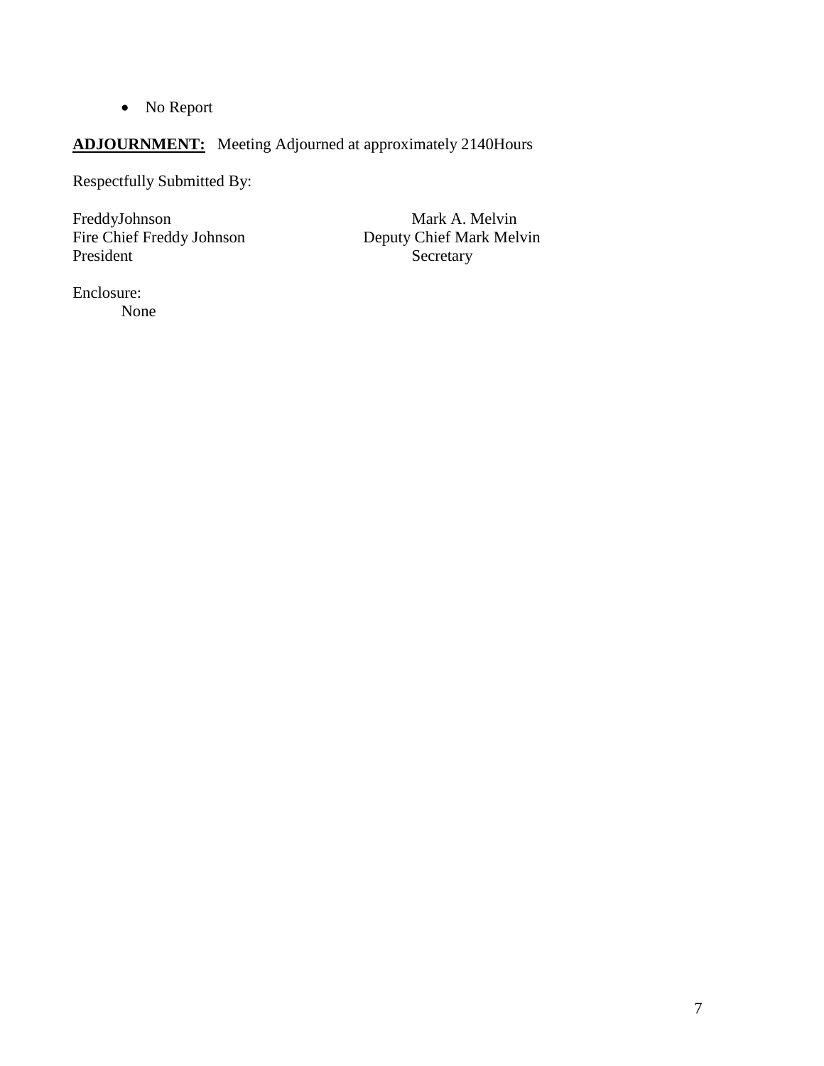- No Report

**ADJOURNMENT:** Meeting Adjourned at approximately 2140Hours

Respectfully Submitted By:

FreddyJohnson
Fire Chief Freddy Johnson
President

Mark A. Melvin
Deputy Chief Mark Melvin
Secretary

Enclosure:
None